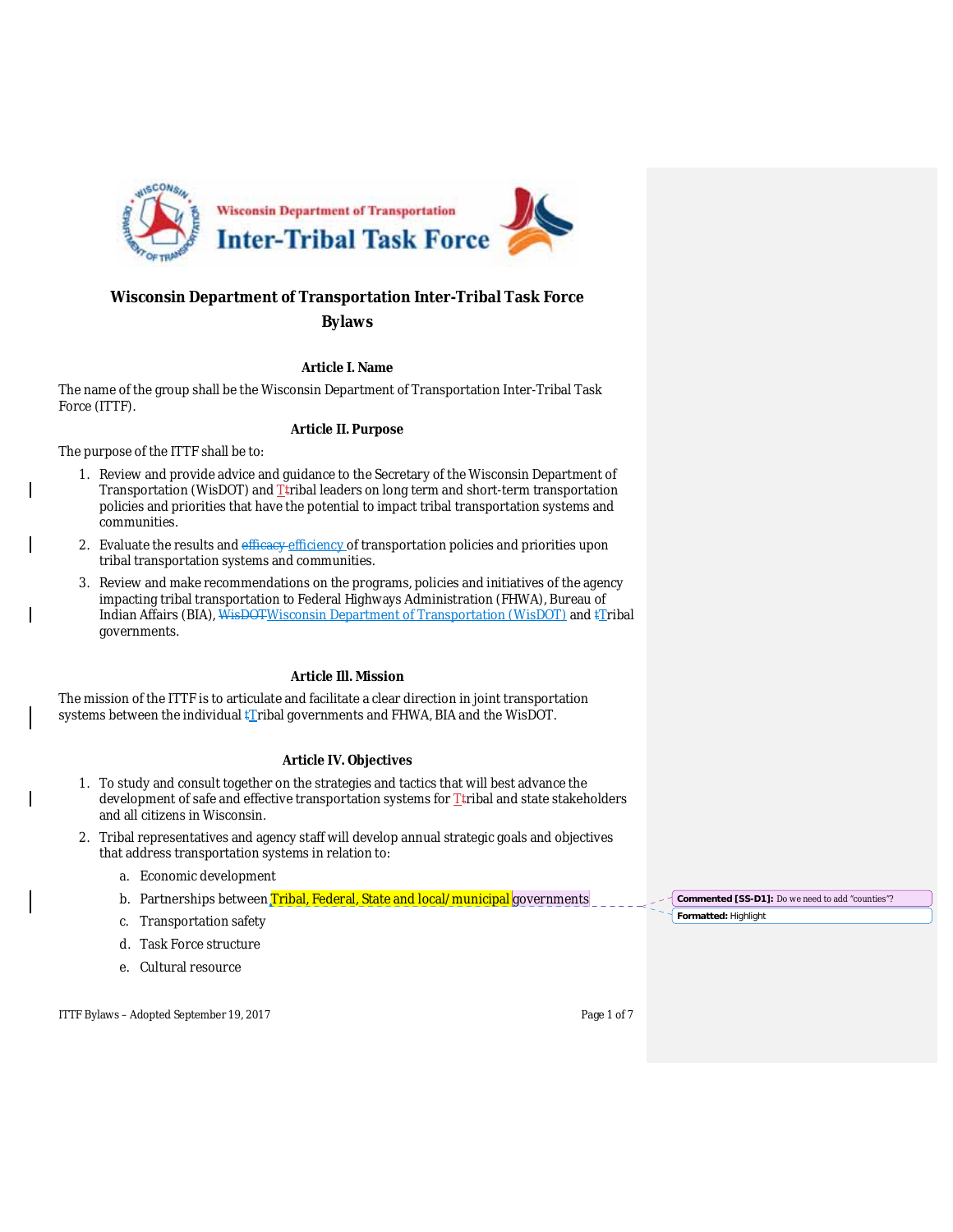# Wisconsin Department of Transportation Inter-Tribal Task Force Bylaws

### Article I. Name

The name of the group shall be the Wisconsin Department of Transportation Inter-Tribal Task Force (ITTF).

### Article II. Purpose

The purpose of the ITTF shall be to:

1. Review and provide advice and guidance to the Secretary of the Wisconsin Department of Transportation (WisDOT) and Tribal leaders on long term and short-term transportation policies and priorities that have the potential to impact tribal transportation systems and communities.
2. Evaluate the results and efficiency of transportation policies and priorities upon tribal transportation systems and communities.
3. Review and make recommendations on the programs, policies and initiatives of the agency impacting tribal transportation to Federal Highways Administration (FHWA), Bureau of Indian Affairs (BIA), Wisconsin Department of Transportation (WisDOT) and Tribal governments.

### Article III. Mission

The mission of the ITTF is to articulate and facilitate a clear direction in joint transportation systems between the individual Tribal governments and FHWA, BIA and the WisDOT.

### Article IV. Objectives

1. To study and consult together on the strategies and tactics that will best advance the development of safe and effective transportation systems for Tribal and state stakeholders and all citizens in Wisconsin.
2. Tribal representatives and agency staff will develop annual strategic goals and objectives that address transportation systems in relation to:
   a. Economic development
   b. Partnerships between Tribal, Federal, State and local/municipal governments
   c. Transportation safety
   d. Task Force structure
   e. Cultural resource

Commented [SS-D1]: Do we need to add "counties"?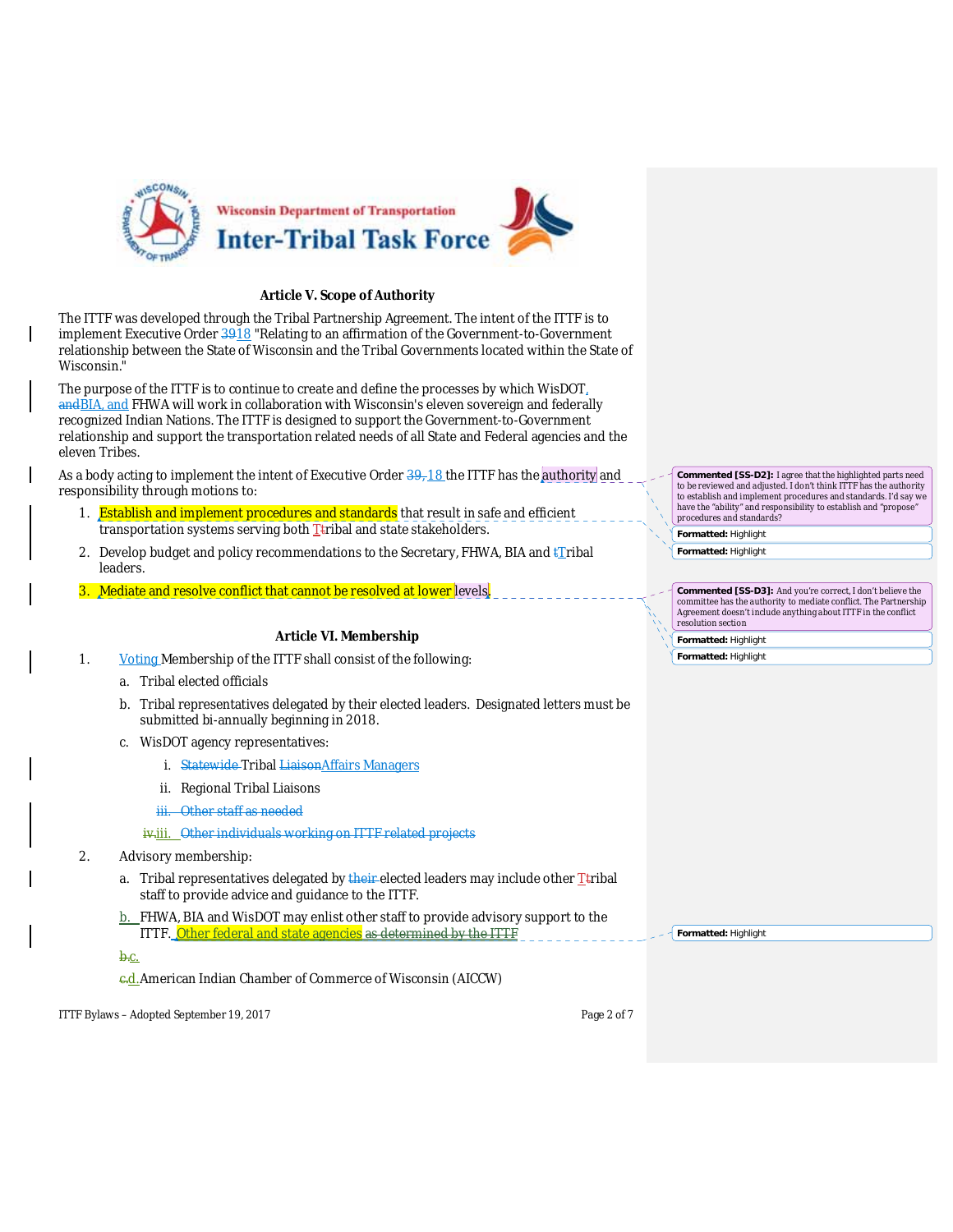### Article V. Scope of Authority

The ITTF was developed through the Tribal Partnership Agreement. The intent of the ITTF is to implement Executive Order 3918 "Relating to an affirmation of the Government-to-Government relationship between the State of Wisconsin and the Tribal Governments located within the State of Wisconsin."

The purpose of the ITTF is to continue to create and define the processes by which WisDOT, andBIA, and FHWA will work in collaboration with Wisconsin's eleven sovereign and federally recognized Indian Nations. The ITTF is designed to support the Government-to-Government relationship and support the transportation related needs of all State and Federal agencies and the eleven Tribes.

As a body acting to implement the intent of Executive Order 39, 18 the ITTF has the authority and responsibility through motions to:

1. Establish and implement procedures and standards that result in safe and efficient transportation systems serving both Ttribal and state stakeholders.
2. Develop budget and policy recommendations to the Secretary, FHWA, BIA and tTribal leaders.
3. Mediate and resolve conflict that cannot be resolved at lower levels.

Commented [SS-D2]: I agree that the highlighted parts need to be reviewed and adjusted. I don't think ITTF has the authority to establish and implement procedures and standards. I'd say we have the "ability" and responsibility to establish and "propose" procedures and standards?

Commented [SS-D3]: And you're correct, I don't believe the committee has the authority to mediate conflict. The Partnership Agreement doesn't include anything about ITTF in the conflict resolution section

### Article VI. Membership

1. Voting Membership of the ITTF shall consist of the following:
   a. Tribal elected officials
   b. Tribal representatives delegated by their elected leaders. Designated letters must be submitted bi-annually beginning in 2018.
   c. WisDOT agency representatives:
      i. Statewide Tribal LiaisonAffairs Managers
      ii. Regional Tribal Liaisons
      iii. Other staff as needed
      iv.iii. Other individuals working on ITTF related projects
2. Advisory membership:
   a. Tribal representatives delegated by their elected leaders may include other Ttribal staff to provide advice and guidance to the ITTF.
   b. FHWA, BIA and WisDOT may enlist other staff to provide advisory support to the ITTF. Other federal and state agencies as determined by the ITTF
   b.c.
   c.d. American Indian Chamber of Commerce of Wisconsin (AICCW)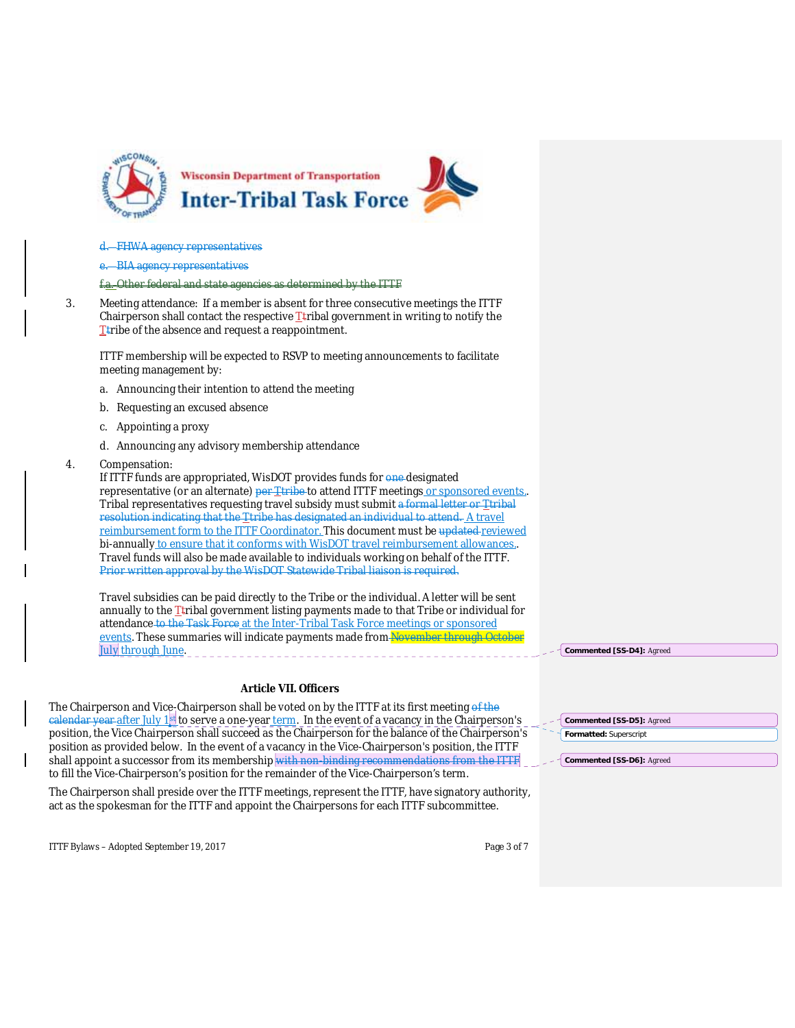d. FHWA agency representatives

e. BIA agency representatives

f.a. Other federal and state agencies as determined by the ITTF

3. Meeting attendance: If a member is absent for three consecutive meetings the ITTF Chairperson shall contact the respective Ttribal government in writing to notify the Ttribe of the absence and request a reappointment.

   ITTF membership will be expected to RSVP to meeting announcements to facilitate meeting management by:

   a. Announcing their intention to attend the meeting

   b. Requesting an excused absence

   c. Appointing a proxy

   d. Announcing any advisory membership attendance

4. Compensation:
   If ITTF funds are appropriated, WisDOT provides funds for one designated representative (or an alternate) per Ttribe to attend ITTF meetings or sponsored events.. Tribal representatives requesting travel subsidy must submit a formal letter or Ttribal resolution indicating that the Ttribe has designated an individual to attend. A travel reimbursement form to the ITTF Coordinator. This document must be updated reviewed bi-annually to ensure that it conforms with WisDOT travel reimbursement allowances.. Travel funds will also be made available to individuals working on behalf of the ITTF. Prior written approval by the WisDOT Statewide Tribal liaison is required.

   Travel subsidies can be paid directly to the Tribe or the individual. A letter will be sent annually to the Ttribal government listing payments made to that Tribe or individual for attendance to the Task Force at the Inter-Tribal Task Force meetings or sponsored events. These summaries will indicate payments made from November through October July through June.

Commented [SS-D4]: Agreed

## Article VII. Officers

The Chairperson and Vice-Chairperson shall be voted on by the ITTF at its first meeting of the calendar year after July 1st to serve a one-year term. In the event of a vacancy in the Chairperson's position, the Vice Chairperson shall succeed as the Chairperson for the balance of the Chairperson's position as provided below. In the event of a vacancy in the Vice-Chairperson's position, the ITTF shall appoint a successor from its membership with non-binding recommendations from the ITTF to fill the Vice-Chairperson's position for the remainder of the Vice-Chairperson's term.

Commented [SS-D5]: Agreed

Formatted: Superscript

Commented [SS-D6]: Agreed

The Chairperson shall preside over the ITTF meetings, represent the ITTF, have signatory authority, act as the spokesman for the ITTF and appoint the Chairpersons for each ITTF subcommittee.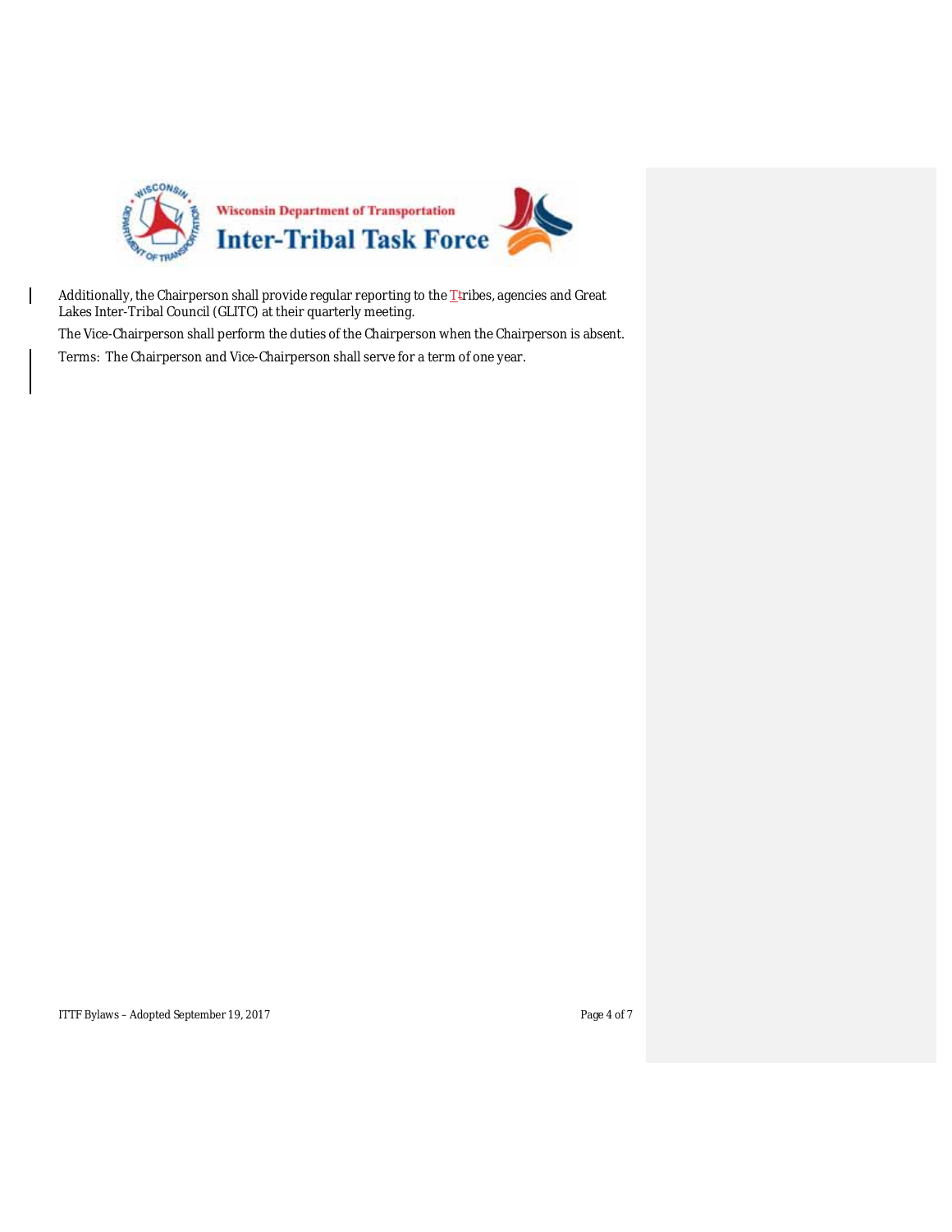Additionally, the Chairperson shall provide regular reporting to the Ttribes, agencies and Great Lakes Inter-Tribal Council (GLITC) at their quarterly meeting.

The Vice-Chairperson shall perform the duties of the Chairperson when the Chairperson is absent.

Terms: The Chairperson and Vice-Chairperson shall serve for a term of one year.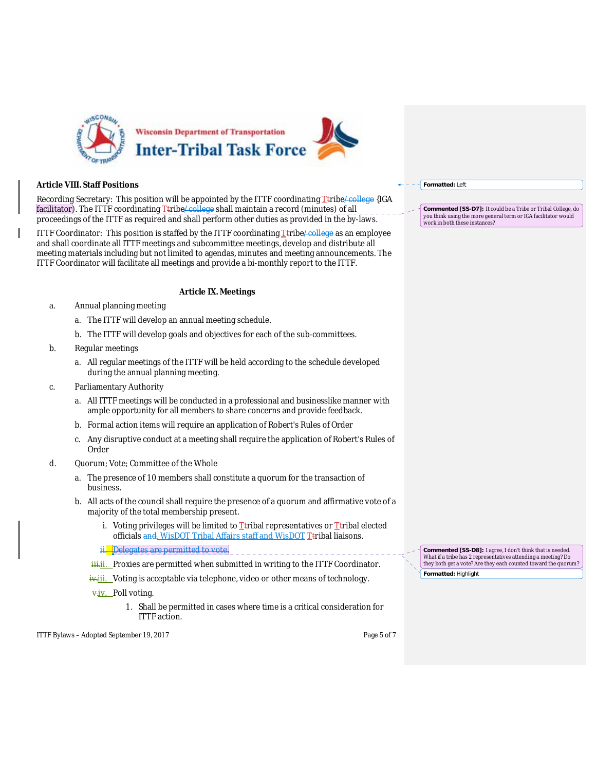### Article VIII. Staff Positions

Recording Secretary: This position will be appointed by the ITTF coordinating Tribe (IGA facilitator). The ITTF coordinating Tribe shall maintain a record (minutes) of all proceedings of the ITTF as required and shall perform other duties as provided in the by-laws.

ITTF Coordinator: This position is staffed by the ITTF coordinating Tribe as an employee and shall coordinate all ITTF meetings and subcommittee meetings, develop and distribute all meeting materials including but not limited to agendas, minutes and meeting announcements. The ITTF Coordinator will facilitate all meetings and provide a bi-monthly report to the ITTF.

### Article IX. Meetings

a. Annual planning meeting
   a. The ITTF will develop an annual meeting schedule.
   b. The ITTF will develop goals and objectives for each of the sub-committees.

b. Regular meetings
   a. All regular meetings of the ITTF will be held according to the schedule developed during the annual planning meeting.

c. Parliamentary Authority
   a. All ITTF meetings will be conducted in a professional and businesslike manner with ample opportunity for all members to share concerns and provide feedback.
   b. Formal action items will require an application of Robert's Rules of Order
   c. Any disruptive conduct at a meeting shall require the application of Robert's Rules of Order

d. Quorum; Vote; Committee of the Whole
   a. The presence of 10 members shall constitute a quorum for the transaction of business.
   b. All acts of the council shall require the presence of a quorum and affirmative vote of a majority of the total membership present.
      i. Voting privileges will be limited to Tribal representatives or Tribal elected officials, WisDOT Tribal Affairs staff and WisDOT Tribal liaisons.
      ii. Delegates are permitted to vote.
      ii. Proxies are permitted when submitted in writing to the ITTF Coordinator.
      iii. Voting is acceptable via telephone, video or other means of technology.
      iv. Poll voting.
         1. Shall be permitted in cases where time is a critical consideration for ITTF action.

Formatted: Left

Commented [SS-D7]: It could be a Tribe or Tribal College, do you think using the more general term or IGA facilitator would work in both these instances?

Commented [SS-D8]: I agree, I don't think that is needed. What if a tribe has 2 representatives attending a meeting? Do they both get a vote? Are they each counted toward the quorum?

Formatted: Highlight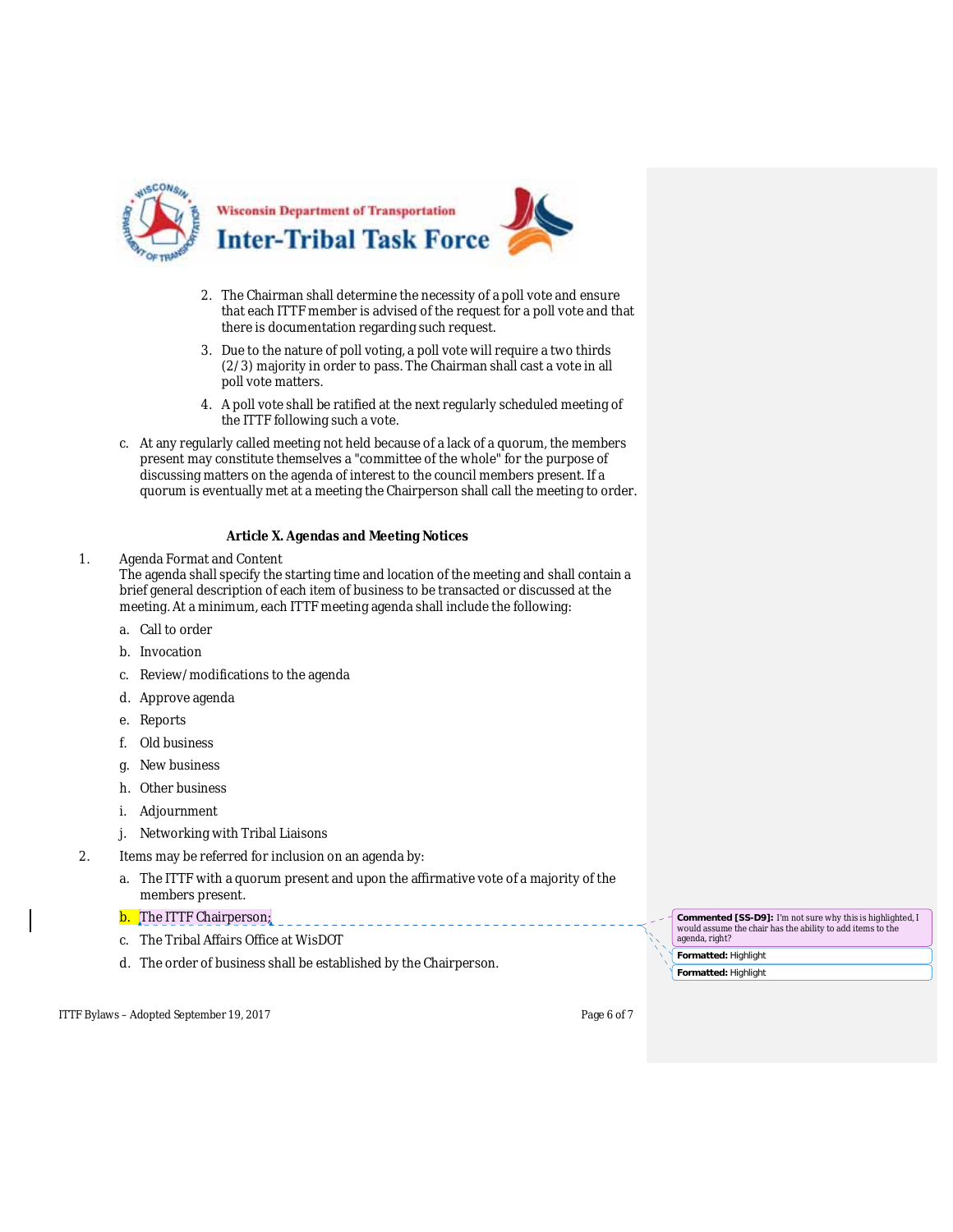2. The Chairman shall determine the necessity of a poll vote and ensure that each ITTF member is advised of the request for a poll vote and that there is documentation regarding such request.
3. Due to the nature of poll voting, a poll vote will require a two thirds (2/3) majority in order to pass. The Chairman shall cast a vote in all poll vote matters.
4. A poll vote shall be ratified at the next regularly scheduled meeting of the ITTF following such a vote.

c. At any regularly called meeting not held because of a lack of a quorum, the members present may constitute themselves a "committee of the whole" for the purpose of discussing matters on the agenda of interest to the council members present. If a quorum is eventually met at a meeting the Chairperson shall call the meeting to order.

**Article X. Agendas and Meeting Notices**

1. Agenda Format and Content
   The agenda shall specify the starting time and location of the meeting and shall contain a brief general description of each item of business to be transacted or discussed at the meeting. At a minimum, each ITTF meeting agenda shall include the following:

   a. Call to order
   b. Invocation
   c. Review/modifications to the agenda
   d. Approve agenda
   e. Reports
   f. Old business
   g. New business
   h. Other business
   i. Adjournment
   j. Networking with Tribal Liaisons

2. Items may be referred for inclusion on an agenda by:

   a. The ITTF with a quorum present and upon the affirmative vote of a majority of the members present.
   b. The ITTF Chairperson;
   c. The Tribal Affairs Office at WisDOT
   d. The order of business shall be established by the Chairperson.

**Commented [SS-D9]:** I'm not sure why this is highlighted, I would assume the chair has the ability to add items to the agenda, right?

**Formatted:** Highlight

**Formatted:** Highlight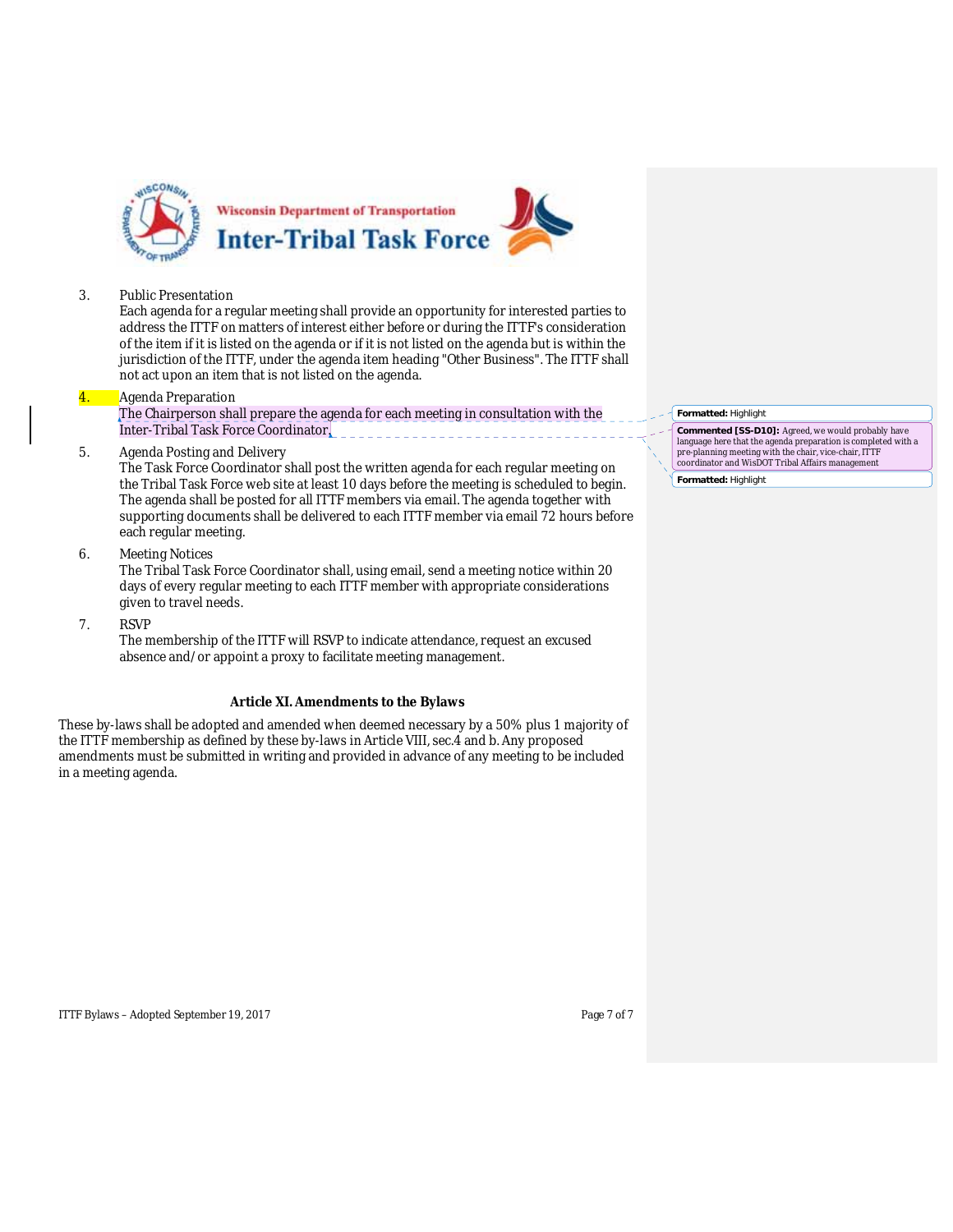3. Public Presentation
   Each agenda for a regular meeting shall provide an opportunity for interested parties to address the ITTF on matters of interest either before or during the ITTF's consideration of the item if it is listed on the agenda or if it is not listed on the agenda but is within the jurisdiction of the ITTF, under the agenda item heading "Other Business". The ITTF shall not act upon an item that is not listed on the agenda.

4. Agenda Preparation
   The Chairperson shall prepare the agenda for each meeting in consultation with the Inter-Tribal Task Force Coordinator.

5. Agenda Posting and Delivery
   The Task Force Coordinator shall post the written agenda for each regular meeting on the Tribal Task Force web site at least 10 days before the meeting is scheduled to begin. The agenda shall be posted for all ITTF members via email. The agenda together with supporting documents shall be delivered to each ITTF member via email 72 hours before each regular meeting.

6. Meeting Notices
   The Tribal Task Force Coordinator shall, using email, send a meeting notice within 20 days of every regular meeting to each ITTF member with appropriate considerations given to travel needs.

7. RSVP
   The membership of the ITTF will RSVP to indicate attendance, request an excused absence and/or appoint a proxy to facilitate meeting management.

**Formatted:** Highlight

**Commented [SS-D10]:** Agreed, we would probably have language here that the agenda preparation is completed with a pre-planning meeting with the chair, vice-chair, ITTF coordinator and WisDOT Tribal Affairs management

**Formatted:** Highlight

## Article XI. Amendments to the Bylaws

These by-laws shall be adopted and amended when deemed necessary by a 50% plus 1 majority of the ITTF membership as defined by these by-laws in Article VIII, sec.4 and b. Any proposed amendments must be submitted in writing and provided in advance of any meeting to be included in a meeting agenda.